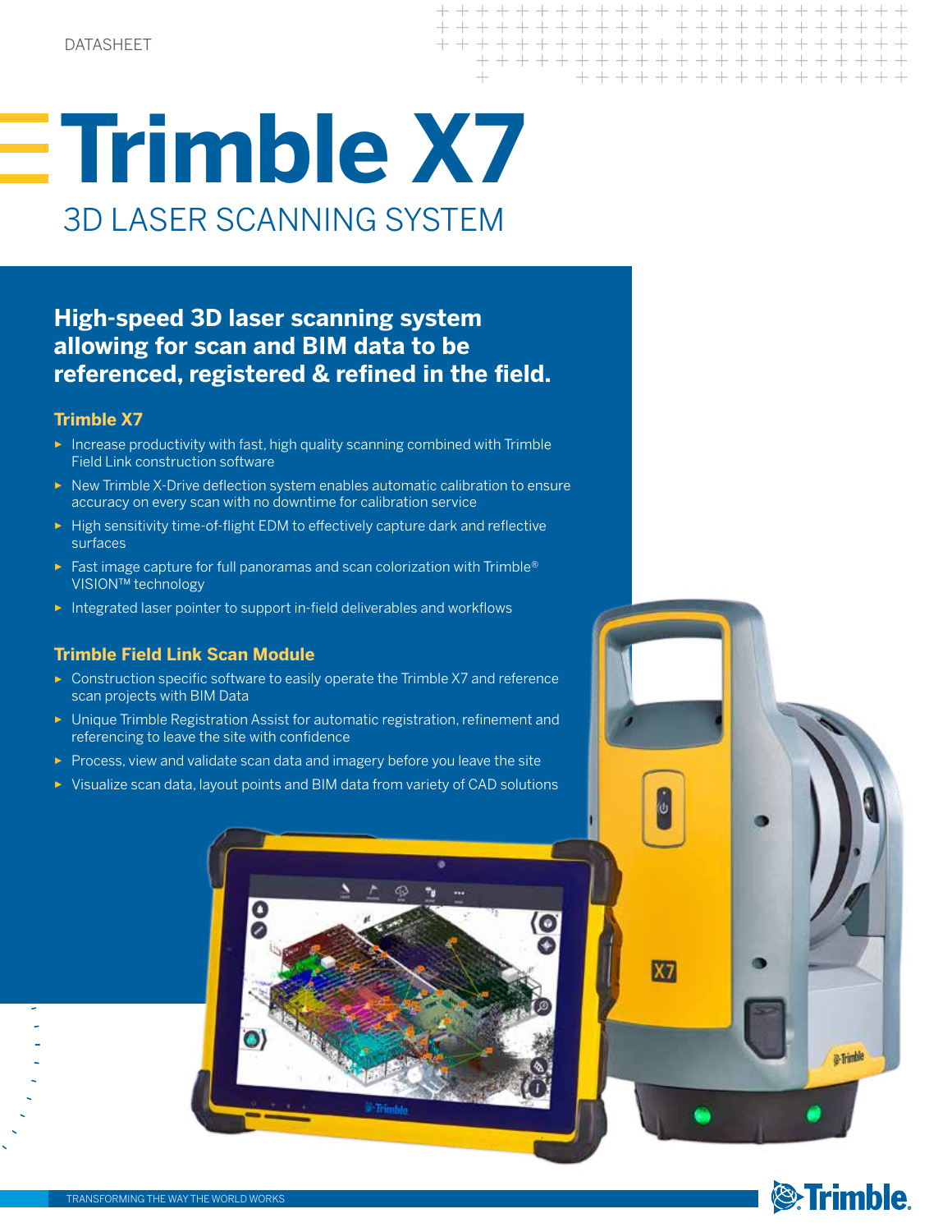DATASHEET

# Trimble X7

## 3D LASER SCANNING SYSTEM

**High-speed 3D laser scanning system allowing for scan and BIM data to be referenced, registered & refined in the field.**

### Trimble X7

- Increase productivity with fast, high quality scanning combined with Trimble Field Link construction software
- New Trimble X-Drive deflection system enables automatic calibration to ensure accuracy on every scan with no downtime for calibration service
- High sensitivity time-of-flight EDM to effectively capture dark and reflective surfaces
- Fast image capture for full panoramas and scan colorization with Trimble® VISION™ technology
- Integrated laser pointer to support in-field deliverables and workflows

### Trimble Field Link Scan Module

- Construction specific software to easily operate the Trimble X7 and reference scan projects with BIM Data
- Unique Trimble Registration Assist for automatic registration, refinement and referencing to leave the site with confidence
- Process, view and validate scan data and imagery before you leave the site
- Visualize scan data, layout points and BIM data from variety of CAD solutions

TRANSFORMING THE WAY THE WORLD WORKS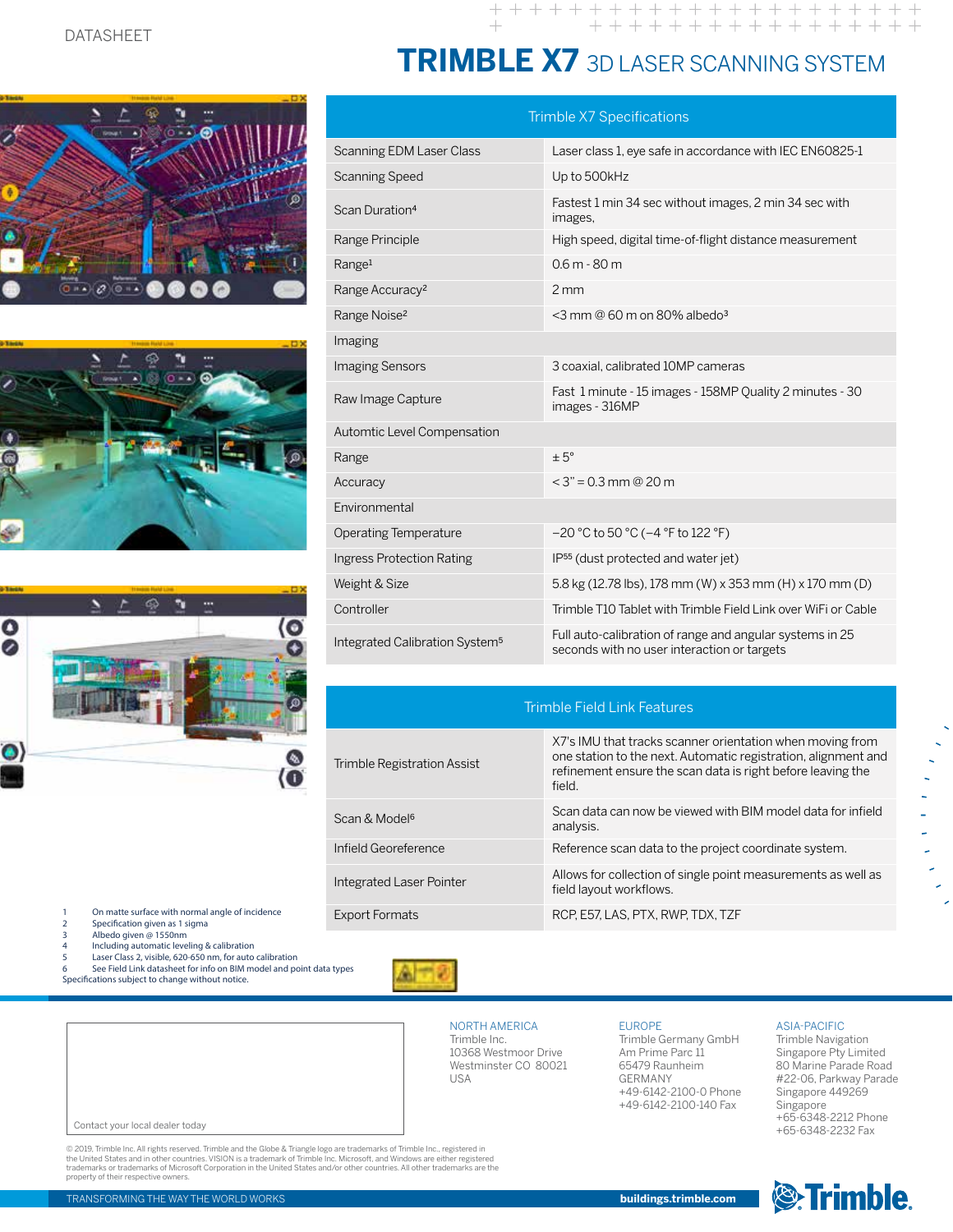DATASHEET

# TRIMBLE X7 3D LASER SCANNING SYSTEM

| Trimble X7 Specifications | |
|---|---|
| Scanning EDM Laser Class | Laser class 1, eye safe in accordance with IEC EN60825-1 |
| Scanning Speed | Up to 500kHz |
| Scan Duration[4] | Fastest 1 min 34 sec without images, 2 min 34 sec with images, |
| Range Principle | High speed, digital time-of-flight distance measurement |
| Range[1] | 0.6 m - 80 m |
| Range Accuracy[2] | 2 mm |
| Range Noise[2] | <3 mm @ 60 m on 80% albedo[3] |
| Imaging | |
| Imaging Sensors | 3 coaxial, calibrated 10MP cameras |
| Raw Image Capture | Fast 1 minute - 15 images - 158MP Quality 2 minutes - 30 images - 316MP |
| Automtic Level Compensation | |
| Range | ± 5° |
| Accuracy | < 3" = 0.3 mm @ 20 m |
| Environmental | |
| Operating Temperature | −20 °C to 50 °C (−4 °F to 122 °F) |
| Ingress Protection Rating | IP55 (dust protected and water jet) |
| Weight & Size | 5.8 kg (12.78 lbs), 178 mm (W) x 353 mm (H) x 170 mm (D) |
| Controller | Trimble T10 Tablet with Trimble Field Link over WiFi or Cable |
| Integrated Calibration System[5] | Full auto-calibration of range and angular systems in 25 seconds with no user interaction or targets |

| Trimble Field Link Features | |
|---|---|
| Trimble Registration Assist | X7's IMU that tracks scanner orientation when moving from one station to the next. Automatic registration, alignment and refinement ensure the scan data is right before leaving the field. |
| Scan & Model[6] | Scan data can now be viewed with BIM model data for infield analysis. |
| Infield Georeference | Reference scan data to the project coordinate system. |
| Integrated Laser Pointer | Allows for collection of single point measurements as well as field layout workflows. |
| Export Formats | RCP, E57, LAS, PTX, RWP, TDX, TZF |

1. On matte surface with normal angle of incidence
2. Specification given as 1 sigma
3. Albedo given @ 1550nm
4. Including automatic leveling & calibration
5. Laser Class 2, visible, 620-650 nm, for auto calibration
6. See Field Link datasheet for info on BIM model and point data types

Specifications subject to change without notice.

Contact your local dealer today

NORTH AMERICA
Trimble Inc.
10368 Westmoor Drive
Westminster CO 80021
USA

EUROPE
Trimble Germany GmbH
Am Prime Parc 11
65479 Raunheim
GERMANY
+49-6142-2100-0 Phone
+49-6142-2100-140 Fax

ASIA-PACIFIC
Trimble Navigation
Singapore Pty Limited
80 Marine Parade Road
#22-06, Parkway Parade
Singapore 449269
Singapore
+65-6348-2212 Phone
+65-6348-2232 Fax

© 2019, Trimble Inc. All rights reserved. Trimble and the Globe & Triangle logo are trademarks of Trimble Inc., registered in the United States and in other countries. VISION is a trademark of Trimble Inc. Microsoft, and Windows are either registered trademarks or trademarks of Microsoft Corporation in the United States and/or other countries. All other trademarks are the property of their respective owners.

TRANSFORMING THE WAY THE WORLD WORKS

buildings.trimble.com

Trimble.